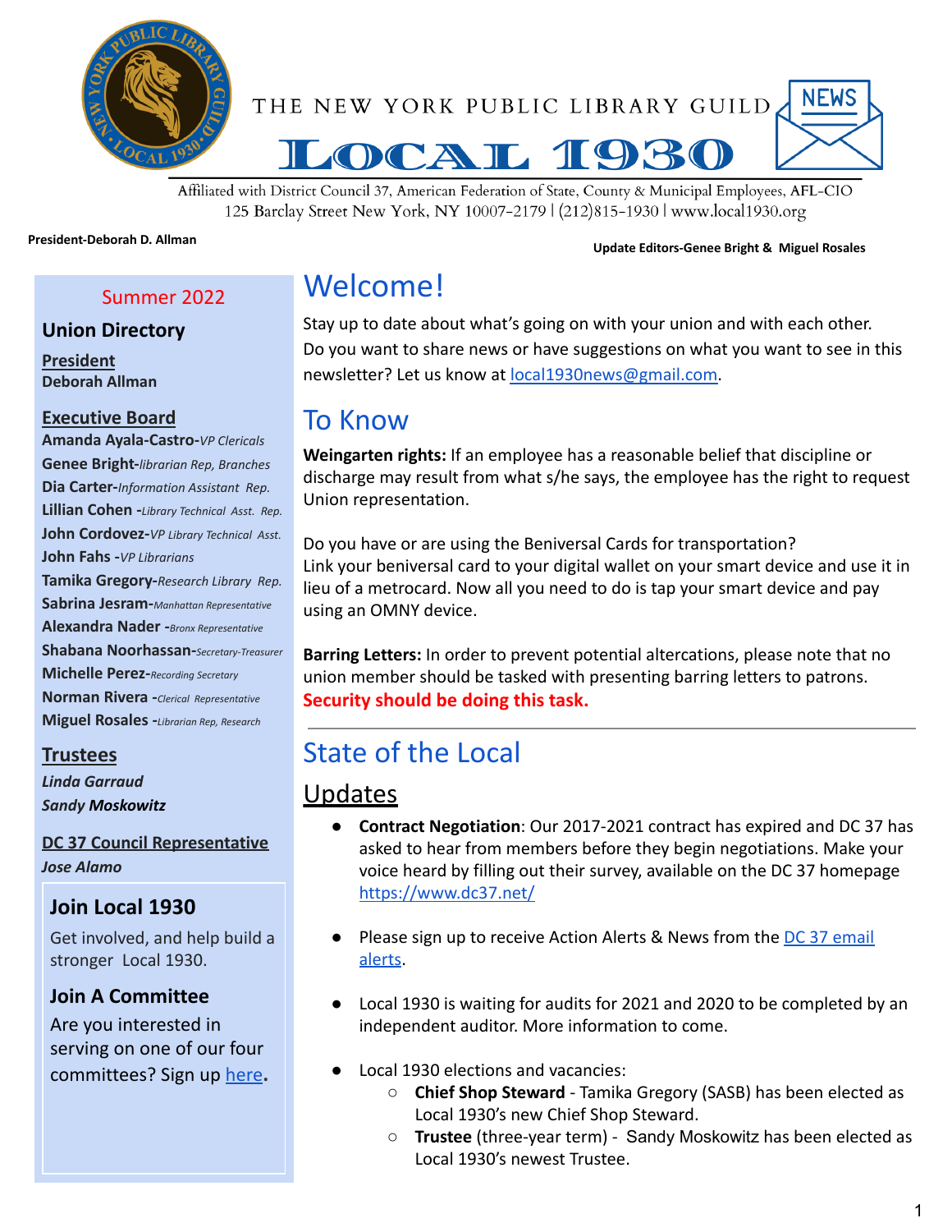# THE NEW YORK PUBLIC LIBRARY GUILD

# LOCAL 1930

NEWS

Affiliated with District Council 37, American Federation of State, County & Municipal Employees, AFL-CIO
125 Barclay Street New York, NY 10007-2179 | (212)815-1930 | www.local1930.org

**President-Deborah D. Allman**

**Update Editors-Genee Bright & Miguel Rosales**

Summer 2022

## Union Directory

**President**
**Deborah Allman**

**Executive Board**

- **Amanda Ayala-Castro**-*VP Clericals*
- **Genee Bright**-*librarian Rep, Branches*
- **Dia Carter**-*Information Assistant Rep.*
- **Lillian Cohen** -*Library Technical Asst. Rep.*
- **John Cordovez**-*VP Library Technical Asst.*
- **John Fahs** -*VP Librarians*
- **Tamika Gregory**-*Research Library Rep.*
- **Sabrina Jesram**-*Manhattan Representative*
- **Alexandra Nader** -*Bronx Representative*
- **Shabana Noorhassan**-*Secretary-Treasurer*
- **Michelle Perez**-*Recording Secretary*
- **Norman Rivera** -*Clerical Representative*
- **Miguel Rosales** -*Librarian Rep, Research*

**Trustees**

***Linda Garraud***
***Sandy Moskowitz***

**DC 37 Council Representative**

***Jose Alamo***

### Join Local 1930

Get involved, and help build a stronger Local 1930.

### Join A Committee

Are you interested in serving on one of our four committees? Sign up here**.**

# Welcome!

Stay up to date about what's going on with your union and with each other. Do you want to share news or have suggestions on what you want to see in this newsletter? Let us know at local1930news@gmail.com.

# To Know

**Weingarten rights:** If an employee has a reasonable belief that discipline or discharge may result from what s/he says, the employee has the right to request Union representation.

Do you have or are using the Beniversal Cards for transportation? Link your beniversal card to your digital wallet on your smart device and use it in lieu of a metrocard. Now all you need to do is tap your smart device and pay using an OMNY device.

**Barring Letters:** In order to prevent potential altercations, please note that no union member should be tasked with presenting barring letters to patrons. **Security should be doing this task.**

---

# State of the Local

## Updates

- **Contract Negotiation**: Our 2017-2021 contract has expired and DC 37 has asked to hear from members before they begin negotiations. Make your voice heard by filling out their survey, available on the DC 37 homepage https://www.dc37.net/
- Please sign up to receive Action Alerts & News from the DC 37 email alerts.
- Local 1930 is waiting for audits for 2021 and 2020 to be completed by an independent auditor. More information to come.
- Local 1930 elections and vacancies:
  - **Chief Shop Steward** - Tamika Gregory (SASB) has been elected as Local 1930's new Chief Shop Steward.
  - **Trustee** (three-year term) - Sandy Moskowitz has been elected as Local 1930's newest Trustee.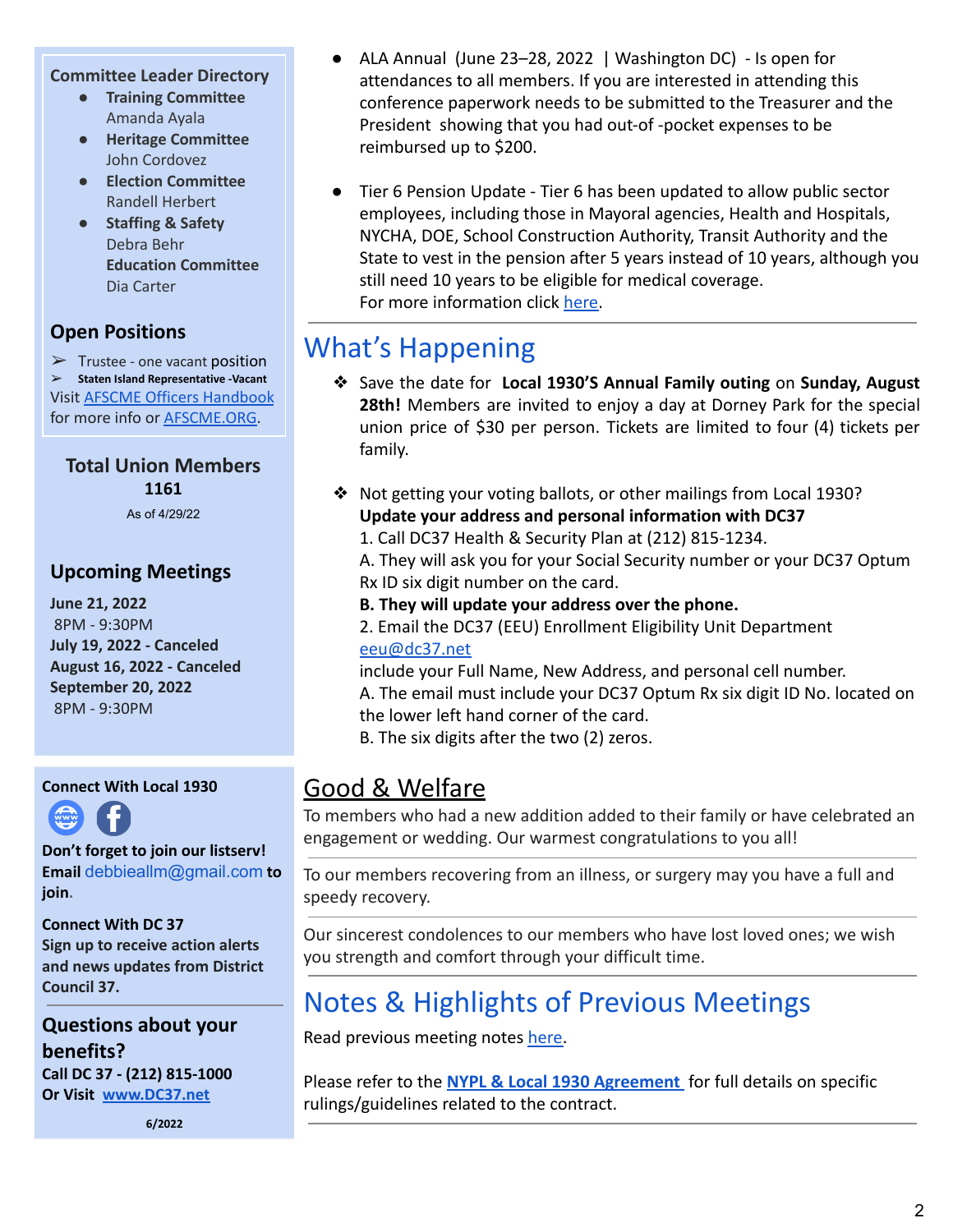- ALA Annual (June 23–28, 2022 | Washington DC) - Is open for attendances to all members. If you are interested in attending this conference paperwork needs to be submitted to the Treasurer and the President showing that you had out-of -pocket expenses to be reimbursed up to $200.

- Tier 6 Pension Update - Tier 6 has been updated to allow public sector employees, including those in Mayoral agencies, Health and Hospitals, NYCHA, DOE, School Construction Authority, Transit Authority and the State to vest in the pension after 5 years instead of 10 years, although you still need 10 years to be eligible for medical coverage.
  For more information click here.

## What's Happening

- Save the date for **Local 1930'S Annual Family outing** on **Sunday, August 28th!** Members are invited to enjoy a day at Dorney Park for the special union price of $30 per person. Tickets are limited to four (4) tickets per family.

- Not getting your voting ballots, or other mailings from Local 1930?
  **Update your address and personal information with DC37**
  1. Call DC37 Health & Security Plan at (212) 815-1234.
  A. They will ask you for your Social Security number or your DC37 Optum Rx ID six digit number on the card.
  **B. They will update your address over the phone.**
  2. Email the DC37 (EEU) Enrollment Eligibility Unit Department
  eeu@dc37.net
  include your Full Name, New Address, and personal cell number.
  A. The email must include your DC37 Optum Rx six digit ID No. located on the lower left hand corner of the card.
  B. The six digits after the two (2) zeros.

## Good & Welfare

To members who had a new addition added to their family or have celebrated an engagement or wedding. Our warmest congratulations to you all!

To our members recovering from an illness, or surgery may you have a full and speedy recovery.

Our sincerest condolences to our members who have lost loved ones; we wish you strength and comfort through your difficult time.

## Notes & Highlights of Previous Meetings

Read previous meeting notes here.

Please refer to the **NYPL & Local 1930 Agreement** for full details on specific rulings/guidelines related to the contract.

### Committee Leader Directory

- **Training Committee**
  Amanda Ayala
- **Heritage Committee**
  John Cordovez
- **Election Committee**
  Randell Herbert
- **Staffing & Safety**
  Debra Behr
  **Education Committee**
  Dia Carter

### Open Positions

- Trustee - one vacant position
- **Staten Island Representative -Vacant**

Visit AFSCME Officers Handbook for more info or AFSCME.ORG.

### Total Union Members

**1161**

As of 4/29/22

### Upcoming Meetings

**June 21, 2022**
8PM - 9:30PM
**July 19, 2022 - Canceled**
**August 16, 2022 - Canceled**
**September 20, 2022**
8PM - 9:30PM

**Connect With Local 1930**

**Don't forget to join our listserv! Email** debbieallm@gmail.com **to join.**

**Connect With DC 37**
**Sign up to receive action alerts and news updates from District Council 37.**

### Questions about your benefits?

**Call DC 37 - (212) 815-1000**
**Or Visit www.DC37.net**

**6/2022**